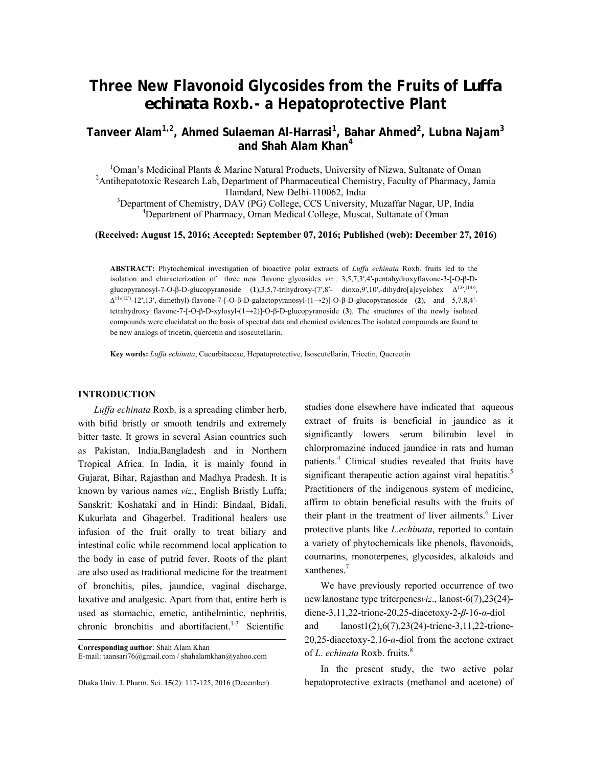# Three New Flavonoid Glycosides from the Fruits of *Luffa echinata* Roxb.- a Hepatoprotective Plant

**Tanveer Alam[1,2], Ahmed Sulaeman Al-Harrasi[1], Bahar Ahmed[2], Lubna Najam[3] and Shah Alam Khan[4]**

[1]Oman's Medicinal Plants & Marine Natural Products, University of Nizwa, Sultanate of Oman
[2]Antihepatotoxic Research Lab, Department of Pharmaceutical Chemistry, Faculty of Pharmacy, Jamia Hamdard, New Delhi-110062, India
[3]Department of Chemistry, DAV (PG) College, CCS University, Muzaffar Nagar, UP, India
[4]Department of Pharmacy, Oman Medical College, Muscat, Sultanate of Oman

**(Received: August 15, 2016; Accepted: September 07, 2016; Published (web): December 27, 2016)**

**ABSTRACT:** Phytochemical investigation of bioactive polar extracts of *Luffa echinata* Roxb. fruits led to the isolation and characterization of three new flavone glycosides *viz.,* 3,5,7,3′,4′-pentahydroxyflavone-3-[-O-β-D-glucopyranosyl-7-O-β-D-glucopyranoside (**1**),3,5,7-trihydroxy-(7′,8′- dioxo,9′,10′,-dihydro[a]cyclohex $\Delta^{13',(14')}$, $\Delta^{11',(12')}$-12′,13′,-dimethyl)-flavone-7-[-O-β-D-galactopyranosyl-(1→2)]-O-β-D-glucopyranoside (**2**), and 5,7,8,4′-tetrahydroxy flavone-7-[-O-β-D-xylosyl-(1→2)]-O-β-D-glucopyranoside (**3**). The structures of the newly isolated compounds were elucidated on the basis of spectral data and chemical evidences.The isolated compounds are found to be new analogs of tricetin, quercetin and isoscutellarin.

**Key words:** *Luffa echinata*, Cucurbitaceae, Hepatoprotective, Isoscutellarin, Tricetin, Quercetin

## INTRODUCTION

*Luffa echinata* Roxb. is a spreading climber herb, with bifid bristly or smooth tendrils and extremely bitter taste. It grows in several Asian countries such as Pakistan, India,Bangladesh and in Northern Tropical Africa. In India, it is mainly found in Gujarat, Bihar, Rajasthan and Madhya Pradesh. It is known by various names *viz*., English Bristly Luffa; Sanskrit: Koshataki and in Hindi: Bindaal, Bidali, Kukurlata and Ghagerbel. Traditional healers use infusion of the fruit orally to treat biliary and intestinal colic while recommend local application to the body in case of putrid fever. Roots of the plant are also used as traditional medicine for the treatment of bronchitis, piles, jaundice, vaginal discharge, laxative and analgesic. Apart from that, entire herb is used as stomachic, emetic, antihelmintic, nephritis, chronic bronchitis and abortifacient.[1-3] Scientific studies done elsewhere have indicated that aqueous extract of fruits is beneficial in jaundice as it significantly lowers serum bilirubin level in chlorpromazine induced jaundice in rats and human patients.[4] Clinical studies revealed that fruits have significant therapeutic action against viral hepatitis.[5] Practitioners of the indigenous system of medicine, affirm to obtain beneficial results with the fruits of their plant in the treatment of liver ailments.[6] Liver protective plants like *L.echinata*, reported to contain a variety of phytochemicals like phenols, flavonoids, coumarins, monoterpenes, glycosides, alkaloids and xanthenes.[7]

We have previously reported occurrence of two new lanostane type triterpenes*viz*., lanost-6(7),23(24)-diene-3,11,22-trione-20,25-diacetoxy-2-*β*-16-*α*-diol and lanost1(2),6(7),23(24)-triene-3,11,22-trione-20,25-diacetoxy-2,16-*α*-diol from the acetone extract of *L. echinata* Roxb. fruits.[8]

In the present study, the two active polar hepatoprotective extracts (methanol and acetone) of

**Corresponding author**: Shah Alam Khan
E-mail: taansari76@gmail.com / shahalamkhan@yahoo.com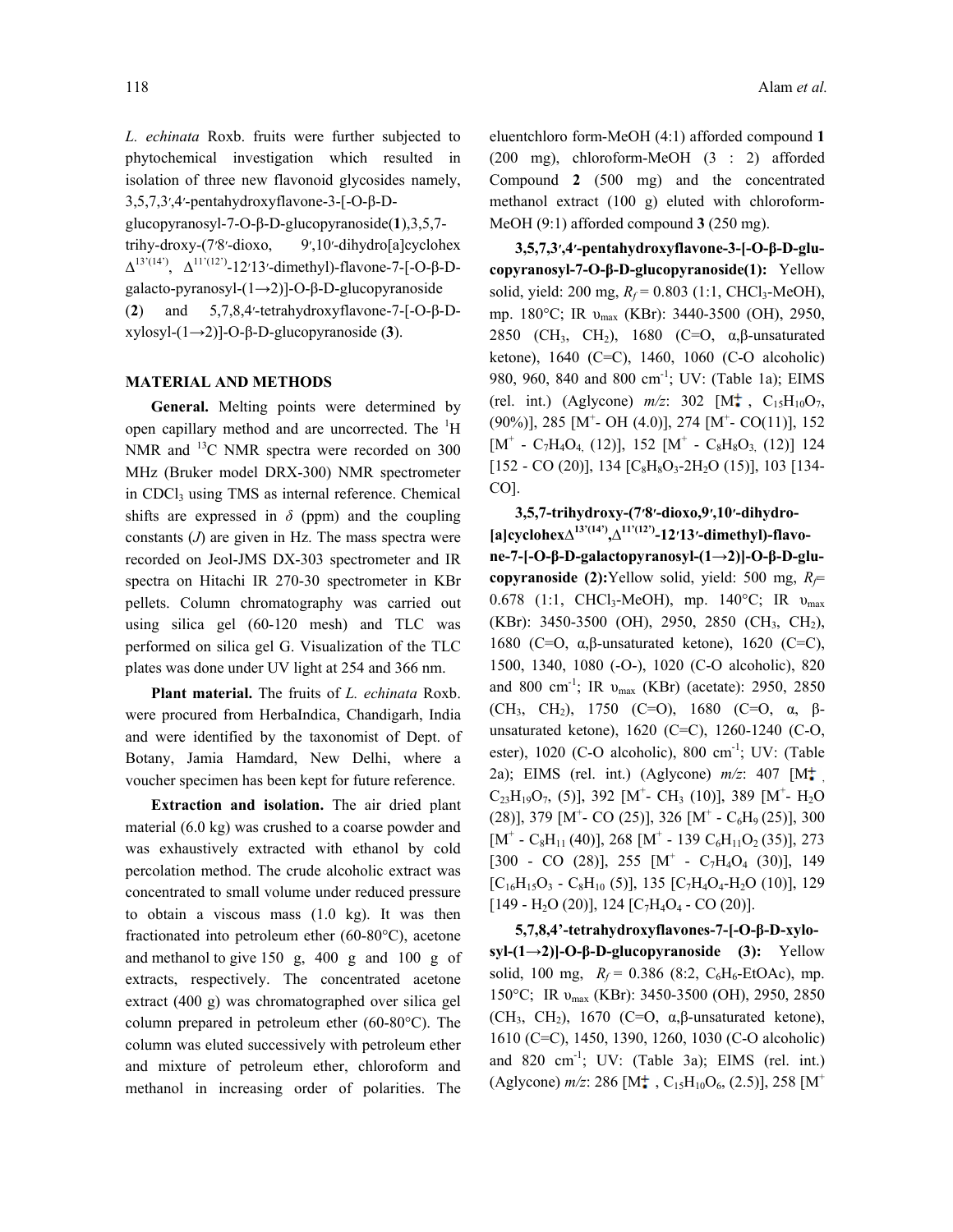*L. echinata* Roxb. fruits were further subjected to phytochemical investigation which resulted in isolation of three new flavonoid glycosides namely, 3,5,7,3′,4′-pentahydroxyflavone-3-[-O-β-D-glucopyranosyl-7-O-β-D-glucopyranoside(**1**),3,5,7-trihy-droxy-(7′8′-dioxo, 9′,10′-dihydro[a]cyclohex $\Delta^{13'(14')}$, $\Delta^{11'(12')}$-12′13′-dimethyl)-flavone-7-[-O-β-D-galacto-pyranosyl-(1→2)]-O-β-D-glucopyranoside (**2**) and 5,7,8,4′-tetrahydroxyflavone-7-[-O-β-D-xylosyl-(1→2)]-O-β-D-glucopyranoside (**3**).

## MATERIAL AND METHODS

**General.** Melting points were determined by open capillary method and are uncorrected. The $^{1}$H NMR and $^{13}$C NMR spectra were recorded on 300 MHz (Bruker model DRX-300) NMR spectrometer in $CDCl_3$ using TMS as internal reference. Chemical shifts are expressed in $\delta$ (ppm) and the coupling constants ($J$) are given in Hz. The mass spectra were recorded on Jeol-JMS DX-303 spectrometer and IR spectra on Hitachi IR 270-30 spectrometer in KBr pellets. Column chromatography was carried out using silica gel (60-120 mesh) and TLC was performed on silica gel G. Visualization of the TLC plates was done under UV light at 254 and 366 nm.

**Plant material.** The fruits of *L. echinata* Roxb. were procured from HerbaIndica, Chandigarh, India and were identified by the taxonomist of Dept. of Botany, Jamia Hamdard, New Delhi, where a voucher specimen has been kept for future reference.

**Extraction and isolation.** The air dried plant material (6.0 kg) was crushed to a coarse powder and was exhaustively extracted with ethanol by cold percolation method. The crude alcoholic extract was concentrated to small volume under reduced pressure to obtain a viscous mass (1.0 kg). It was then fractionated into petroleum ether (60-80°C), acetone and methanol to give 150 g, 400 g and 100 g of extracts, respectively. The concentrated acetone extract (400 g) was chromatographed over silica gel column prepared in petroleum ether (60-80°C). The column was eluted successively with petroleum ether and mixture of petroleum ether, chloroform and methanol in increasing order of polarities. The eluentchloro form-MeOH (4:1) afforded compound **1** (200 mg), chloroform-MeOH (3 : 2) afforded Compound **2** (500 mg) and the concentrated methanol extract (100 g) eluted with chloroform-MeOH (9:1) afforded compound **3** (250 mg).

**3,5,7,3′,4′-pentahydroxyflavone-3-[-O-β-D-glucopyranosyl-7-O-β-D-glucopyranoside(1):** Yellow solid, yield: 200 mg, $R_f$ = 0.803 (1:1, $CHCl_3$-MeOH), mp. 180°C; IR $\upsilon_{max}$ (KBr): 3440-3500 (OH), 2950, 2850 ($CH_3$, $CH_2$), 1680 (C=O, α,β-unsaturated ketone), 1640 (C=C), 1460, 1060 (C-O alcoholic) 980, 960, 840 and 800 $cm^{-1}$; UV: (Table 1a); EIMS (rel. int.) (Aglycone) $m/z$: 302 [$M^{+\bullet}$, $C_{15}H_{10}O_7$, (90%)], 285 [$M^+$- OH (4.0)], 274 [$M^+$- CO(11)], 152 [$M^+$ - $C_7H_4O_4$, (12)], 152 [$M^+$ - $C_8H_8O_3$, (12)] 124 [152 - CO (20)], 134 [$C_8H_8O_3$-$2H_2O$ (15)], 103 [134-CO].

**3,5,7-trihydroxy-(7′8′-dioxo,9′,10′-dihydro-[a]cyclohex$\Delta^{13'(14')}$,$\Delta^{11'(12')}$-12′13′-dimethyl)-flavone-7-[-O-β-D-galactopyranosyl-(1→2)]-O-β-D-glucopyranoside (2):**Yellow solid, yield: 500 mg, $R_f$= 0.678 (1:1, $CHCl_3$-MeOH), mp. 140°C; IR $\upsilon_{max}$ (KBr): 3450-3500 (OH), 2950, 2850 ($CH_3$, $CH_2$), 1680 (C=O, α,β-unsaturated ketone), 1620 (C=C), 1500, 1340, 1080 (-O-), 1020 (C-O alcoholic), 820 and 800 $cm^{-1}$; IR $\upsilon_{max}$ (KBr) (acetate): 2950, 2850 ($CH_3$, $CH_2$), 1750 (C=O), 1680 (C=O, α, β-unsaturated ketone), 1620 (C=C), 1260-1240 (C-O, ester), 1020 (C-O alcoholic), 800 $cm^{-1}$; UV: (Table 2a); EIMS (rel. int.) (Aglycone) $m/z$: 407 [$M^{+\bullet}$, $C_{23}H_{19}O_7$, (5)], 392 [$M^+$- $CH_3$ (10)], 389 [$M^+$- $H_2O$ (28)], 379 [$M^+$- CO (25)], 326 [$M^+$ - $C_6H_9$ (25)], 300 [$M^+$ - $C_8H_{11}$ (40)], 268 [$M^+$ - 139 $C_6H_{11}O_2$ (35)], 273 [300 - CO (28)], 255 [$M^+$ - $C_7H_4O_4$ (30)], 149 [$C_{16}H_{15}O_3$ - $C_8H_{10}$ (5)], 135 [$C_7H_4O_4$-$H_2O$ (10)], 129 [149 - $H_2O$ (20)], 124 [$C_7H_4O_4$ - CO (20)].

**5,7,8,4'-tetrahydroxyflavones-7-[-O-β-D-xylosyl-(1→2)]-O-β-D-glucopyranoside (3):** Yellow solid, 100 mg, $R_f$ = 0.386 (8:2, $C_6H_6$-EtOAc), mp. 150°C; IR $\upsilon_{max}$ (KBr): 3450-3500 (OH), 2950, 2850 ($CH_3$, $CH_2$), 1670 (C=O, α,β-unsaturated ketone), 1610 (C=C), 1450, 1390, 1260, 1030 (C-O alcoholic) and 820 $cm^{-1}$; UV: (Table 3a); EIMS (rel. int.) (Aglycone) $m/z$: 286 [$M^{+\bullet}$, $C_{15}H_{10}O_6$, (2.5)], 258 [$M^+$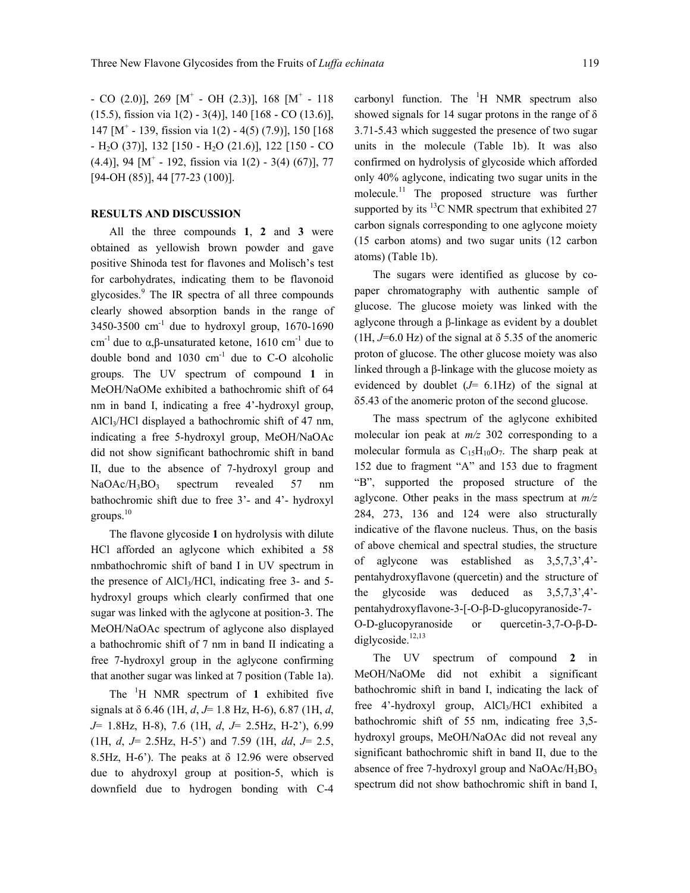- CO (2.0)], 269 [$M^+$ - OH (2.3)], 168 [$M^+$ - 118 (15.5), fission via 1(2) - 3(4)], 140 [168 - CO (13.6)], 147 [$M^+$ - 139, fission via 1(2) - 4(5) (7.9)], 150 [168 - $H_2O$ (37)], 132 [150 - $H_2O$ (21.6)], 122 [150 - CO (4.4)], 94 [$M^+$ - 192, fission via 1(2) - 3(4) (67)], 77 [94-OH (85)], 44 [77-23 (100)].

## RESULTS AND DISCUSSION

All the three compounds **1**, **2** and **3** were obtained as yellowish brown powder and gave positive Shinoda test for flavones and Molisch's test for carbohydrates, indicating them to be flavonoid glycosides.[9] The IR spectra of all three compounds clearly showed absorption bands in the range of 3450-3500 $cm^{-1}$ due to hydroxyl group, 1670-1690 $cm^{-1}$ due to α,β-unsaturated ketone, 1610 $cm^{-1}$ due to double bond and 1030 $cm^{-1}$ due to C-O alcoholic groups. The UV spectrum of compound **1** in MeOH/NaOMe exhibited a bathochromic shift of 64 nm in band I, indicating a free 4'-hydroxyl group, $AlCl_3$/HCl displayed a bathochromic shift of 47 nm, indicating a free 5-hydroxyl group, MeOH/NaOAc did not show significant bathochromic shift in band II, due to the absence of 7-hydroxyl group and NaOAc/$H_3BO_3$ spectrum revealed 57 nm bathochromic shift due to free 3'- and 4'- hydroxyl groups.[10]

The flavone glycoside **1** on hydrolysis with dilute HCl afforded an aglycone which exhibited a 58 nmbathochromic shift of band I in UV spectrum in the presence of $AlCl_3$/HCl, indicating free 3- and 5-hydroxyl groups which clearly confirmed that one sugar was linked with the aglycone at position-3. The MeOH/NaOAc spectrum of aglycone also displayed a bathochromic shift of 7 nm in band II indicating a free 7-hydroxyl group in the aglycone confirming that another sugar was linked at 7 position (Table 1a).

The $^1H$ NMR spectrum of **1** exhibited five signals at δ 6.46 (1H, *d*, *J*= 1.8 Hz, H-6), 6.87 (1H, *d*, *J*= 1.8Hz, H-8), 7.6 (1H, *d*, *J*= 2.5Hz, H-2'), 6.99 (1H, *d*, *J*= 2.5Hz, H-5') and 7.59 (1H, *dd*, *J*= 2.5, 8.5Hz, H-6'). The peaks at δ 12.96 were observed due to ahydroxyl group at position-5, which is downfield due to hydrogen bonding with C-4 carbonyl function. The $^1H$ NMR spectrum also showed signals for 14 sugar protons in the range of δ 3.71-5.43 which suggested the presence of two sugar units in the molecule (Table 1b). It was also confirmed on hydrolysis of glycoside which afforded only 40% aglycone, indicating two sugar units in the molecule.[11] The proposed structure was further supported by its $^{13}C$ NMR spectrum that exhibited 27 carbon signals corresponding to one aglycone moiety (15 carbon atoms) and two sugar units (12 carbon atoms) (Table 1b).

The sugars were identified as glucose by co-paper chromatography with authentic sample of glucose. The glucose moiety was linked with the aglycone through a β-linkage as evident by a doublet (1H, *J*=6.0 Hz) of the signal at δ 5.35 of the anomeric proton of glucose. The other glucose moiety was also linked through a β-linkage with the glucose moiety as evidenced by doublet (*J*= 6.1Hz) of the signal at δ5.43 of the anomeric proton of the second glucose.

The mass spectrum of the aglycone exhibited molecular ion peak at *m/z* 302 corresponding to a molecular formula as $C_{15}H_{10}O_7$. The sharp peak at 152 due to fragment "A" and 153 due to fragment "B", supported the proposed structure of the aglycone. Other peaks in the mass spectrum at *m/z* 284, 273, 136 and 124 were also structurally indicative of the flavone nucleus. Thus, on the basis of above chemical and spectral studies, the structure of aglycone was established as 3,5,7,3',4'-pentahydroxyflavone (quercetin) and the structure of the glycoside was deduced as 3,5,7,3',4'-pentahydroxyflavone-3-[-O-β-D-glucopyranoside-7-O-D-glucopyranoside or quercetin-3,7-O-β-D-diglycoside.[12,13]

The UV spectrum of compound **2** in MeOH/NaOMe did not exhibit a significant bathochromic shift in band I, indicating the lack of free 4'-hydroxyl group, $AlCl_3$/HCl exhibited a bathochromic shift of 55 nm, indicating free 3,5-hydroxyl groups, MeOH/NaOAc did not reveal any significant bathochromic shift in band II, due to the absence of free 7-hydroxyl group and NaOAc/$H_3BO_3$ spectrum did not show bathochromic shift in band I,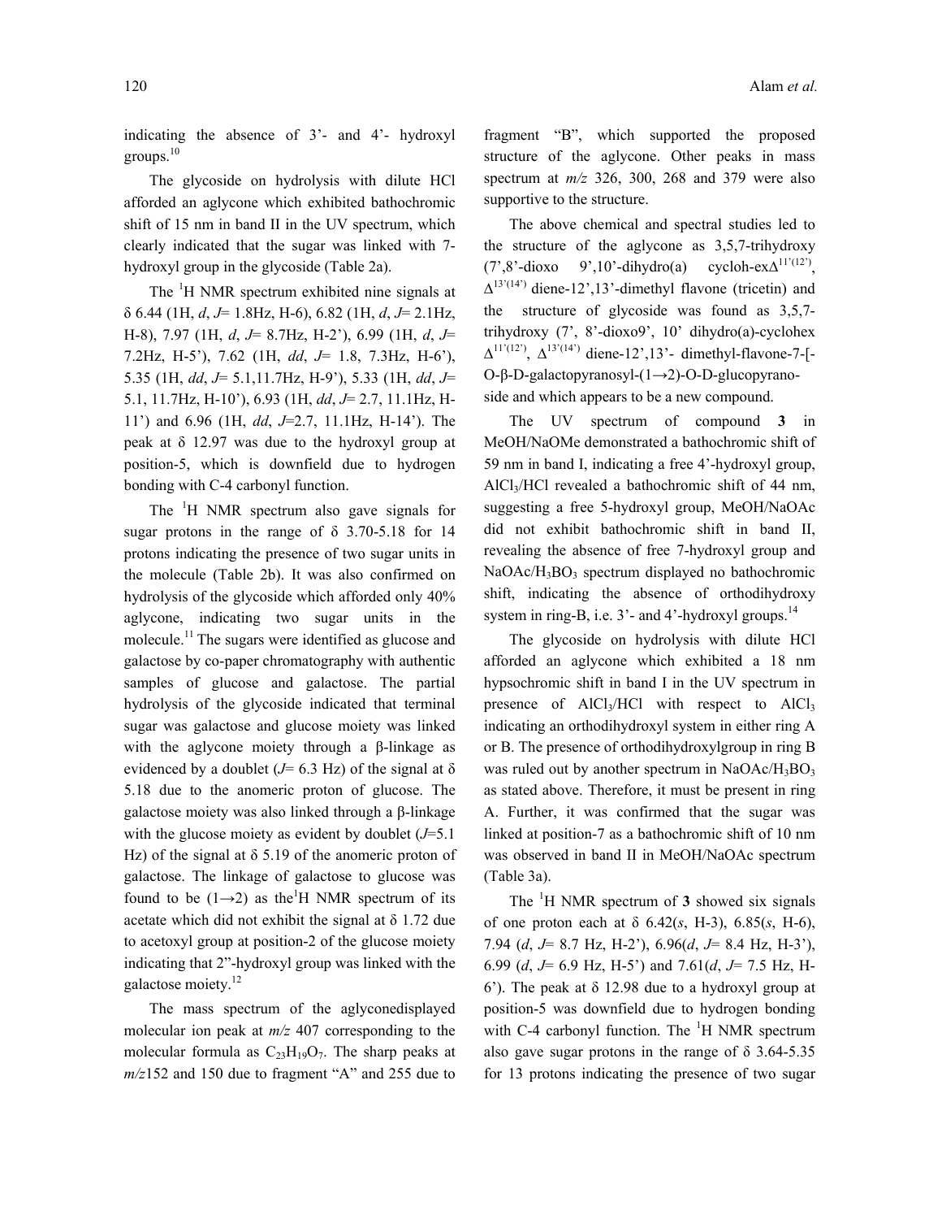indicating the absence of 3'- and 4'- hydroxyl groups.[10]

The glycoside on hydrolysis with dilute HCl afforded an aglycone which exhibited bathochromic shift of 15 nm in band II in the UV spectrum, which clearly indicated that the sugar was linked with 7-hydroxyl group in the glycoside (Table 2a).

The $^1$H NMR spectrum exhibited nine signals at δ 6.44 (1H, *d*, *J*= 1.8Hz, H-6), 6.82 (1H, *d*, *J*= 2.1Hz, H-8), 7.97 (1H, *d*, *J*= 8.7Hz, H-2'), 6.99 (1H, *d*, *J*= 7.2Hz, H-5'), 7.62 (1H, *dd*, *J*= 1.8, 7.3Hz, H-6'), 5.35 (1H, *dd*, *J*= 5.1,11.7Hz, H-9'), 5.33 (1H, *dd*, *J*= 5.1, 11.7Hz, H-10'), 6.93 (1H, *dd*, *J*= 2.7, 11.1Hz, H-11') and 6.96 (1H, *dd*, *J*=2.7, 11.1Hz, H-14'). The peak at δ 12.97 was due to the hydroxyl group at position-5, which is downfield due to hydrogen bonding with C-4 carbonyl function.

The $^1$H NMR spectrum also gave signals for sugar protons in the range of δ 3.70-5.18 for 14 protons indicating the presence of two sugar units in the molecule (Table 2b). It was also confirmed on hydrolysis of the glycoside which afforded only 40% aglycone, indicating two sugar units in the molecule.[11] The sugars were identified as glucose and galactose by co-paper chromatography with authentic samples of glucose and galactose. The partial hydrolysis of the glycoside indicated that terminal sugar was galactose and glucose moiety was linked with the aglycone moiety through a β-linkage as evidenced by a doublet (*J*= 6.3 Hz) of the signal at δ 5.18 due to the anomeric proton of glucose. The galactose moiety was also linked through a β-linkage with the glucose moiety as evident by doublet (*J*=5.1 Hz) of the signal at δ 5.19 of the anomeric proton of galactose. The linkage of galactose to glucose was found to be (1→2) as the $^1$H NMR spectrum of its acetate which did not exhibit the signal at δ 1.72 due to acetoxyl group at position-2 of the glucose moiety indicating that 2"-hydroxyl group was linked with the galactose moiety.[12]

The mass spectrum of the aglyconedisplayed molecular ion peak at *m/z* 407 corresponding to the molecular formula as $C_{23}H_{19}O_7$. The sharp peaks at *m/z*152 and 150 due to fragment "A" and 255 due to fragment "B", which supported the proposed structure of the aglycone. Other peaks in mass spectrum at *m/z* 326, 300, 268 and 379 were also supportive to the structure.

The above chemical and spectral studies led to the structure of the aglycone as 3,5,7-trihydroxy (7',8'-dioxo 9',10'-dihydro(a) cycloh-ex$\Delta^{11'(12')}$, $\Delta^{13'(14')}$ diene-12',13'-dimethyl flavone (tricetin) and the structure of glycoside was found as 3,5,7-trihydroxy (7', 8'-dioxo9', 10' dihydro(a)-cyclohex $\Delta^{11'(12')}$, $\Delta^{13'(14')}$ diene-12',13'- dimethyl-flavone-7-[-O-β-D-galactopyranosyl-(1→2)-O-D-glucopyranoside and which appears to be a new compound.

The UV spectrum of compound **3** in MeOH/NaOMe demonstrated a bathochromic shift of 59 nm in band I, indicating a free 4'-hydroxyl group, $AlCl_3$/HCl revealed a bathochromic shift of 44 nm, suggesting a free 5-hydroxyl group, MeOH/NaOAc did not exhibit bathochromic shift in band II, revealing the absence of free 7-hydroxyl group and NaOAc/$H_3BO_3$ spectrum displayed no bathochromic shift, indicating the absence of orthodihydroxy system in ring-B, i.e. 3'- and 4'-hydroxyl groups.[14]

The glycoside on hydrolysis with dilute HCl afforded an aglycone which exhibited a 18 nm hypsochromic shift in band I in the UV spectrum in presence of $AlCl_3$/HCl with respect to $AlCl_3$ indicating an orthodihydroxyl system in either ring A or B. The presence of orthodihydroxylgroup in ring B was ruled out by another spectrum in NaOAc/$H_3BO_3$ as stated above. Therefore, it must be present in ring A. Further, it was confirmed that the sugar was linked at position-7 as a bathochromic shift of 10 nm was observed in band II in MeOH/NaOAc spectrum (Table 3a).

The $^1$H NMR spectrum of **3** showed six signals of one proton each at δ 6.42(*s*, H-3), 6.85(*s*, H-6), 7.94 (*d*, *J*= 8.7 Hz, H-2'), 6.96(*d*, *J*= 8.4 Hz, H-3'), 6.99 (*d*, *J*= 6.9 Hz, H-5') and 7.61(*d*, *J*= 7.5 Hz, H-6'). The peak at δ 12.98 due to a hydroxyl group at position-5 was downfield due to hydrogen bonding with C-4 carbonyl function. The $^1$H NMR spectrum also gave sugar protons in the range of δ 3.64-5.35 for 13 protons indicating the presence of two sugar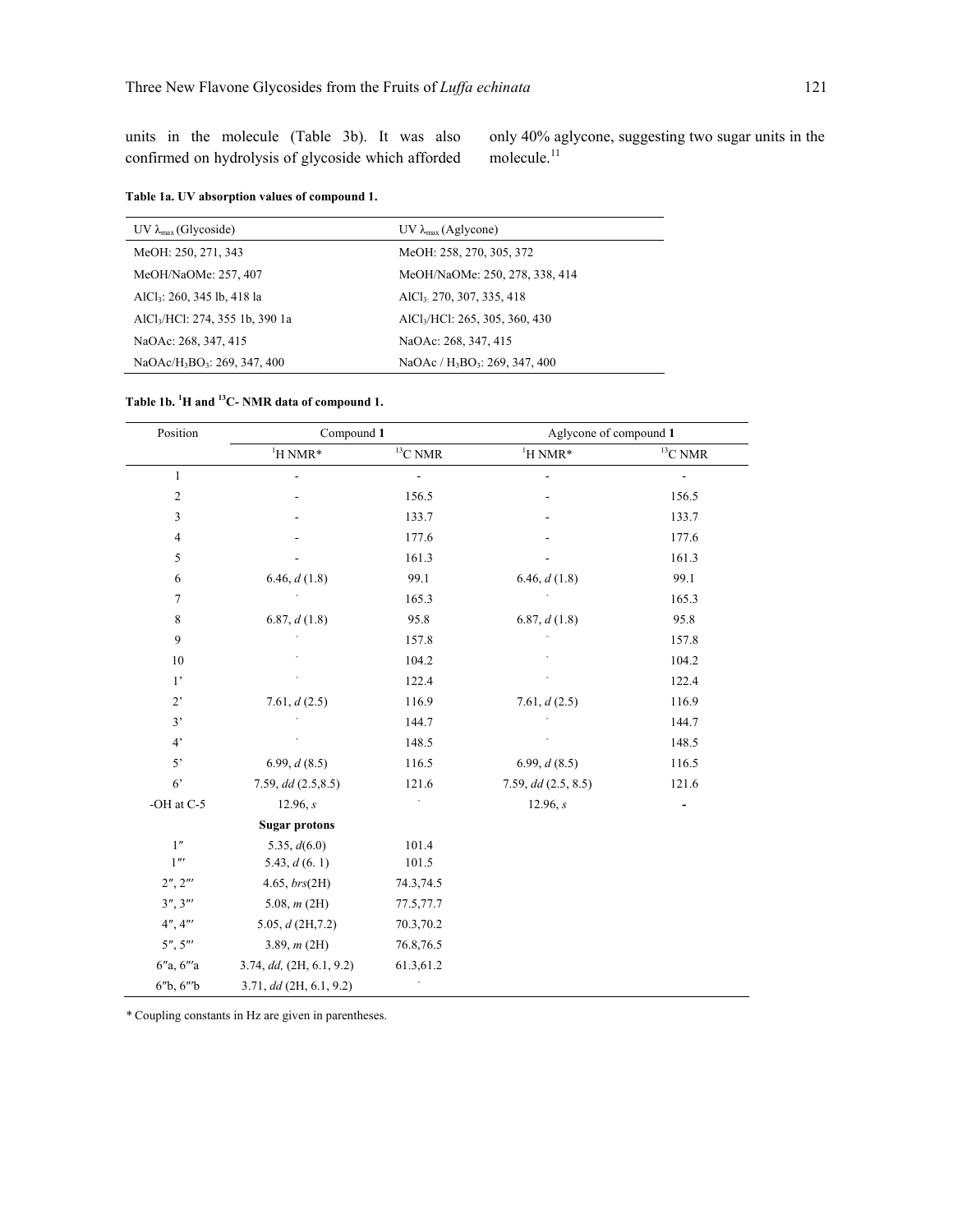units in the molecule (Table 3b). It was also confirmed on hydrolysis of glycoside which afforded only 40% aglycone, suggesting two sugar units in the molecule.[11]

**Table 1a. UV absorption values of compound 1.**

| UV $\lambda_{max}$ (Glycoside) | UV $\lambda_{max}$ (Aglycone) |
|---|---|
| MeOH: 250, 271, 343 | MeOH: 258, 270, 305, 372 |
| MeOH/NaOMe: 257, 407 | MeOH/NaOMe: 250, 278, 338, 414 |
| $AlCl_3$: 260, 345 lb, 418 la | $AlCl_3$: 270, 307, 335, 418 |
| $AlCl_3$/HCl: 274, 355 1b, 390 1a | $AlCl_3$/HCl: 265, 305, 360, 430 |
| NaOAc: 268, 347, 415 | NaOAc: 268, 347, 415 |
| NaOAc/$H_3BO_3$: 269, 347, 400 | NaOAc / $H_3BO_3$: 269, 347, 400 |

**Table 1b. $^1$H and $^{13}$C- NMR data of compound 1.**

| Position | Compound **1** | | Aglycone of compound **1** | |
|---|---|---|---|---|
| | $^1$H NMR* | $^{13}$C NMR | $^1$H NMR* | $^{13}$C NMR |
| 1 | - | - | - | - |
| 2 | - | 156.5 | - | 156.5 |
| 3 | - | 133.7 | - | 133.7 |
| 4 | - | 177.6 | - | 177.6 |
| 5 | - | 161.3 | - | 161.3 |
| 6 | 6.46, *d* (1.8) | 99.1 | 6.46, *d* (1.8) | 99.1 |
| 7 | - | 165.3 | - | 165.3 |
| 8 | 6.87, *d* (1.8) | 95.8 | 6.87, *d* (1.8) | 95.8 |
| 9 | - | 157.8 | - | 157.8 |
| 10 | - | 104.2 | - | 104.2 |
| 1' | - | 122.4 | - | 122.4 |
| 2' | 7.61, *d* (2.5) | 116.9 | 7.61, *d* (2.5) | 116.9 |
| 3' | - | 144.7 | - | 144.7 |
| 4' | - | 148.5 | - | 148.5 |
| 5' | 6.99, *d* (8.5) | 116.5 | 6.99, *d* (8.5) | 116.5 |
| 6' | 7.59, *dd* (2.5,8.5) | 121.6 | 7.59, *dd* (2.5, 8.5) | 121.6 |
| -OH at C-5 | 12.96, *s* | - | 12.96, *s* | - |
| | **Sugar protons** | | | |
| 1″ | 5.35, *d*(6.0) | 101.4 | | |
| 1‴ | 5.43, *d* (6. 1) | 101.5 | | |
| 2″, 2‴ | 4.65, *brs*(2H) | 74.3,74.5 | | |
| 3″, 3‴ | 5.08, *m* (2H) | 77.5,77.7 | | |
| 4″, 4‴ | 5.05, *d* (2H,7.2) | 70.3,70.2 | | |
| 5″, 5‴ | 3.89, *m* (2H) | 76.8,76.5 | | |
| 6″a, 6‴a | 3.74, *dd,* (2H, 6.1, 9.2) | 61.3,61.2 | | |
| 6″b, 6‴b | 3.71, *dd* (2H, 6.1, 9.2) | - | | |

\* Coupling constants in Hz are given in parentheses.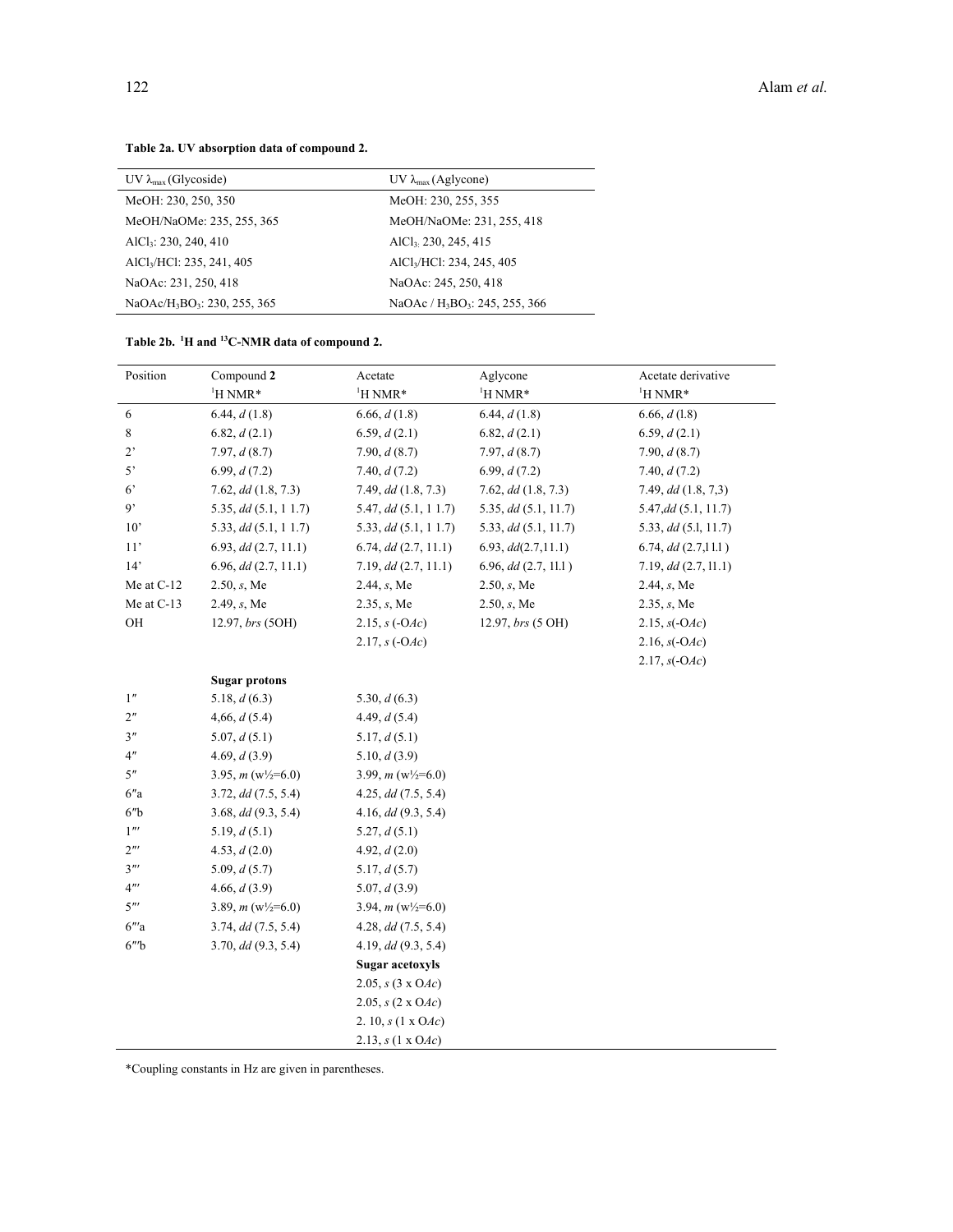**Table 2a. UV absorption data of compound 2.**

| UV $\lambda_{max}$ (Glycoside) | UV $\lambda_{max}$ (Aglycone) |
| --- | --- |
| MeOH: 230, 250, 350 | MeOH: 230, 255, 355 |
| MeOH/NaOMe: 235, 255, 365 | MeOH/NaOMe: 231, 255, 418 |
| $AlCl_3$: 230, 240, 410 | $AlCl_3$: 230, 245, 415 |
| $AlCl_3$/HCl: 235, 241, 405 | $AlCl_3$/HCl: 234, 245, 405 |
| NaOAc: 231, 250, 418 | NaOAc: 245, 250, 418 |
| NaOAc/$H_3BO_3$: 230, 255, 365 | NaOAc / $H_3BO_3$: 245, 255, 366 |

**Table 2b. $^1$H and $^{13}$C-NMR data of compound 2.**

| Position | Compound **2** $^1$H NMR* | Acetate $^1$H NMR* | Aglycone $^1$H NMR* | Acetate derivative $^1$H NMR* |
| --- | --- | --- | --- | --- |
| 6 | 6.44, *d* (1.8) | 6.66, *d* (1.8) | 6.44, *d* (1.8) | 6.66, *d* (1.8) |
| 8 | 6.82, *d* (2.1) | 6.59, *d* (2.1) | 6.82, *d* (2.1) | 6.59, *d* (2.1) |
| 2' | 7.97, *d* (8.7) | 7.90, *d* (8.7) | 7.97, *d* (8.7) | 7.90, *d* (8.7) |
| 5' | 6.99, *d* (7.2) | 7.40, *d* (7.2) | 6.99, *d* (7.2) | 7.40, *d* (7.2) |
| 6' | 7.62, *dd* (1.8, 7.3) | 7.49, *dd* (1.8, 7.3) | 7.62, *dd* (1.8, 7.3) | 7.49, *dd* (1.8, 7,3) |
| 9' | 5.35, *dd* (5.1, 1 1.7) | 5.47, *dd* (5.1, 1 1.7) | 5.35, *dd* (5.1, 11.7) | 5.47,*dd* (5.1, 11.7) |
| 10' | 5.33, *dd* (5.1, 1 1.7) | 5.33, *dd* (5.1, 1 1.7) | 5.33, *dd* (5.1, 11.7) | 5.33, *dd* (5.l, 11.7) |
| 11' | 6.93, *dd* (2.7, 11.1) | 6.74, *dd* (2.7, 11.1) | 6.93, *dd*(2.7,11.1) | 6.74, *dd* (2.7,l1.l ) |
| 14' | 6.96, *dd* (2.7, 11.1) | 7.19, *dd* (2.7, 11.1) | 6.96, *dd* (2.7, 1l.l ) | 7.19, *dd* (2.7, 1l.1) |
| Me at C-12 | 2.50, *s*, Me | 2.44, *s*, Me | 2.50, *s*, Me | 2.44, *s*, Me |
| Me at C-13 | 2.49, *s*, Me | 2.35, *s*, Me | 2.50, *s*, Me | 2.35, *s*, Me |
| OH | 12.97, *brs* (5OH) | 2.15, *s* (-O*Ac*) | 12.97, *brs* (5 OH) | 2.15, *s*(-O*Ac*) |
| | | 2.17, *s* (-O*Ac*) | | 2.16, *s*(-O*Ac*) |
| | | | | 2.17, *s*(-O*Ac*) |
| | **Sugar protons** | | | |
| 1″ | 5.18, *d* (6.3) | 5.30, *d* (6.3) | | |
| 2″ | 4,66, *d* (5.4) | 4.49, *d* (5.4) | | |
| 3″ | 5.07, *d* (5.1) | 5.17, *d* (5.1) | | |
| 4″ | 4.69, *d* (3.9) | 5.10, *d* (3.9) | | |
| 5″ | 3.95, *m* (w½=6.0) | 3.99, *m* (w½=6.0) | | |
| 6″a | 3.72, *dd* (7.5, 5.4) | 4.25, *dd* (7.5, 5.4) | | |
| 6″b | 3.68, *dd* (9.3, 5.4) | 4.16, *dd* (9.3, 5.4) | | |
| 1‴ | 5.19, *d* (5.1) | 5.27, *d* (5.1) | | |
| 2‴ | 4.53, *d* (2.0) | 4.92, *d* (2.0) | | |
| 3‴ | 5.09, *d* (5.7) | 5.17, *d* (5.7) | | |
| 4‴ | 4.66, *d* (3.9) | 5.07, *d* (3.9) | | |
| 5‴ | 3.89, *m* (w½=6.0) | 3.94, *m* (w½=6.0) | | |
| 6‴a | 3.74, *dd* (7.5, 5.4) | 4.28, *dd* (7.5, 5.4) | | |
| 6‴b | 3.70, *dd* (9.3, 5.4) | 4.19, *dd* (9.3, 5.4) | | |
| | | **Sugar acetoxyls** | | |
| | | 2.05, *s* (3 x O*Ac*) | | |
| | | 2.05, *s* (2 x O*Ac*) | | |
| | | 2. 10, *s* (1 x O*Ac*) | | |
| | | 2.13, *s* (1 x O*Ac*) | | |

*Coupling constants in Hz are given in parentheses.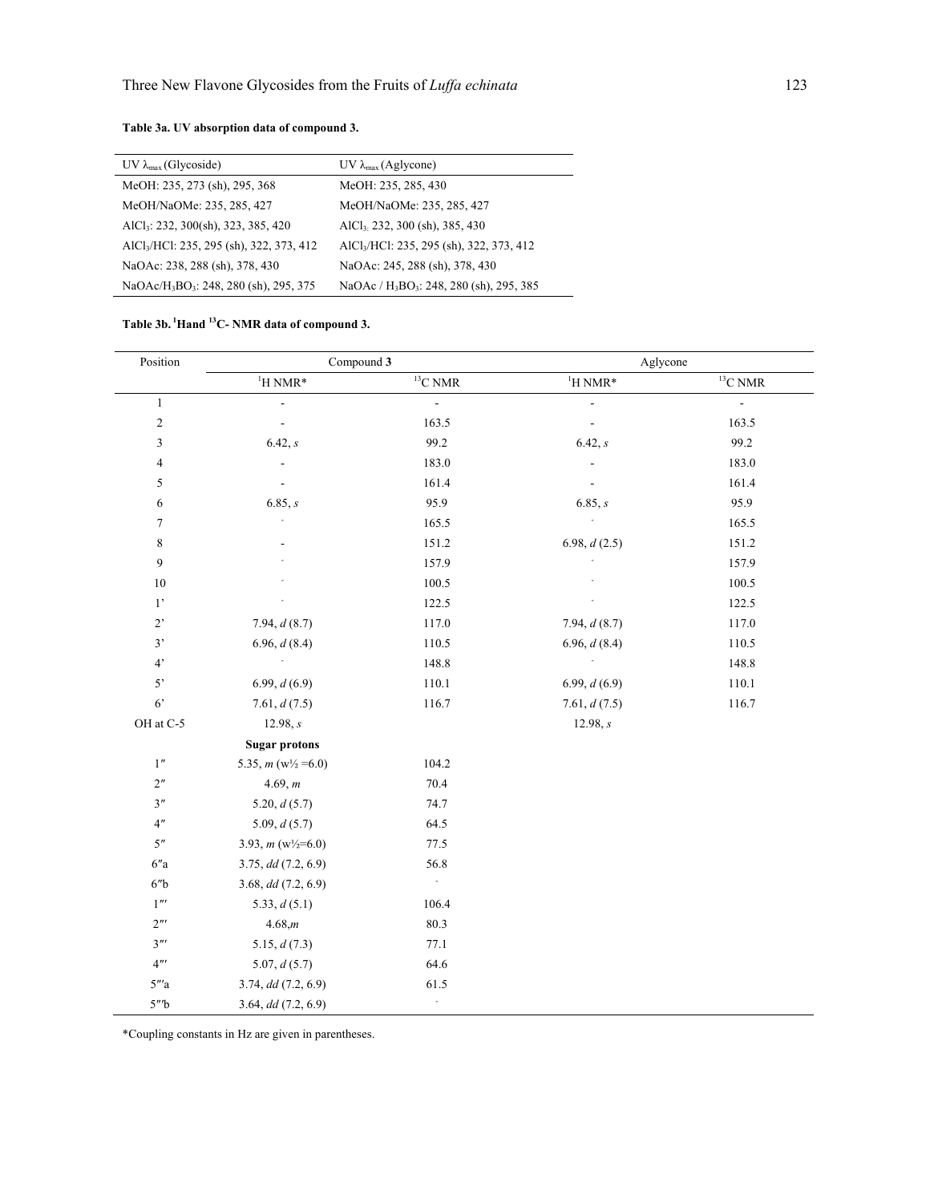**Table 3a. UV absorption data of compound 3.**

| UV $\lambda_{max}$ (Glycoside) | UV $\lambda_{max}$ (Aglycone) |
|---|---|
| MeOH: 235, 273 (sh), 295, 368 | MeOH: 235, 285, 430 |
| MeOH/NaOMe: 235, 285, 427 | MeOH/NaOMe: 235, 285, 427 |
| $AlCl_3$: 232, 300(sh), 323, 385, 420 | $AlCl_3$: 232, 300 (sh), 385, 430 |
| $AlCl_3$/HCl: 235, 295 (sh), 322, 373, 412 | $AlCl_3$/HCl: 235, 295 (sh), 322, 373, 412 |
| NaOAc: 238, 288 (sh), 378, 430 | NaOAc: 245, 288 (sh), 378, 430 |
| NaOAc/$H_3BO_3$: 248, 280 (sh), 295, 375 | NaOAc / $H_3BO_3$: 248, 280 (sh), 295, 385 |

**Table 3b. $^{1}$Hand $^{13}$C- NMR data of compound 3.**

| Position | Compound **3** | | Aglycone | |
|---|---|---|---|---|
| | $^{1}$H NMR* | $^{13}$C NMR | $^{1}$H NMR* | $^{13}$C NMR |
| 1 | - | - | - | - |
| 2 | - | 163.5 | - | 163.5 |
| 3 | 6.42, *s* | 99.2 | 6.42, *s* | 99.2 |
| 4 | - | 183.0 | - | 183.0 |
| 5 | - | 161.4 | - | 161.4 |
| 6 | 6.85, *s* | 95.9 | 6.85, *s* | 95.9 |
| 7 | - | 165.5 | - | 165.5 |
| 8 | - | 151.2 | 6.98, *d* (2.5) | 151.2 |
| 9 | - | 157.9 | - | 157.9 |
| 10 | - | 100.5 | - | 100.5 |
| 1' | - | 122.5 | - | 122.5 |
| 2' | 7.94, *d* (8.7) | 117.0 | 7.94, *d* (8.7) | 117.0 |
| 3' | 6.96, *d* (8.4) | 110.5 | 6.96, *d* (8.4) | 110.5 |
| 4' | - | 148.8 | - | 148.8 |
| 5' | 6.99, *d* (6.9) | 110.1 | 6.99, *d* (6.9) | 110.1 |
| 6' | 7.61, *d* (7.5) | 116.7 | 7.61, *d* (7.5) | 116.7 |
| OH at C-5 | 12.98, *s* | | 12.98, *s* | |
| | **Sugar protons** | | | |
| 1″ | 5.35, *m* (w½ =6.0) | 104.2 | | |
| 2″ | 4.69, *m* | 70.4 | | |
| 3″ | 5.20, *d* (5.7) | 74.7 | | |
| 4″ | 5.09, *d* (5.7) | 64.5 | | |
| 5″ | 3.93, *m* (w½=6.0) | 77.5 | | |
| 6″a | 3.75, *dd* (7.2, 6.9) | 56.8 | | |
| 6″b | 3.68, *dd* (7.2, 6.9) | - | | |
| 1‴ | 5.33, *d* (5.1) | 106.4 | | |
| 2‴ | 4.68,*m* | 80.3 | | |
| 3‴ | 5.15, *d* (7.3) | 77.1 | | |
| 4‴ | 5.07, *d* (5.7) | 64.6 | | |
| 5‴a | 3.74, *dd* (7.2, 6.9) | 61.5 | | |
| 5″b | 3.64, *dd* (7.2, 6.9) | - | | |

*Coupling constants in Hz are given in parentheses.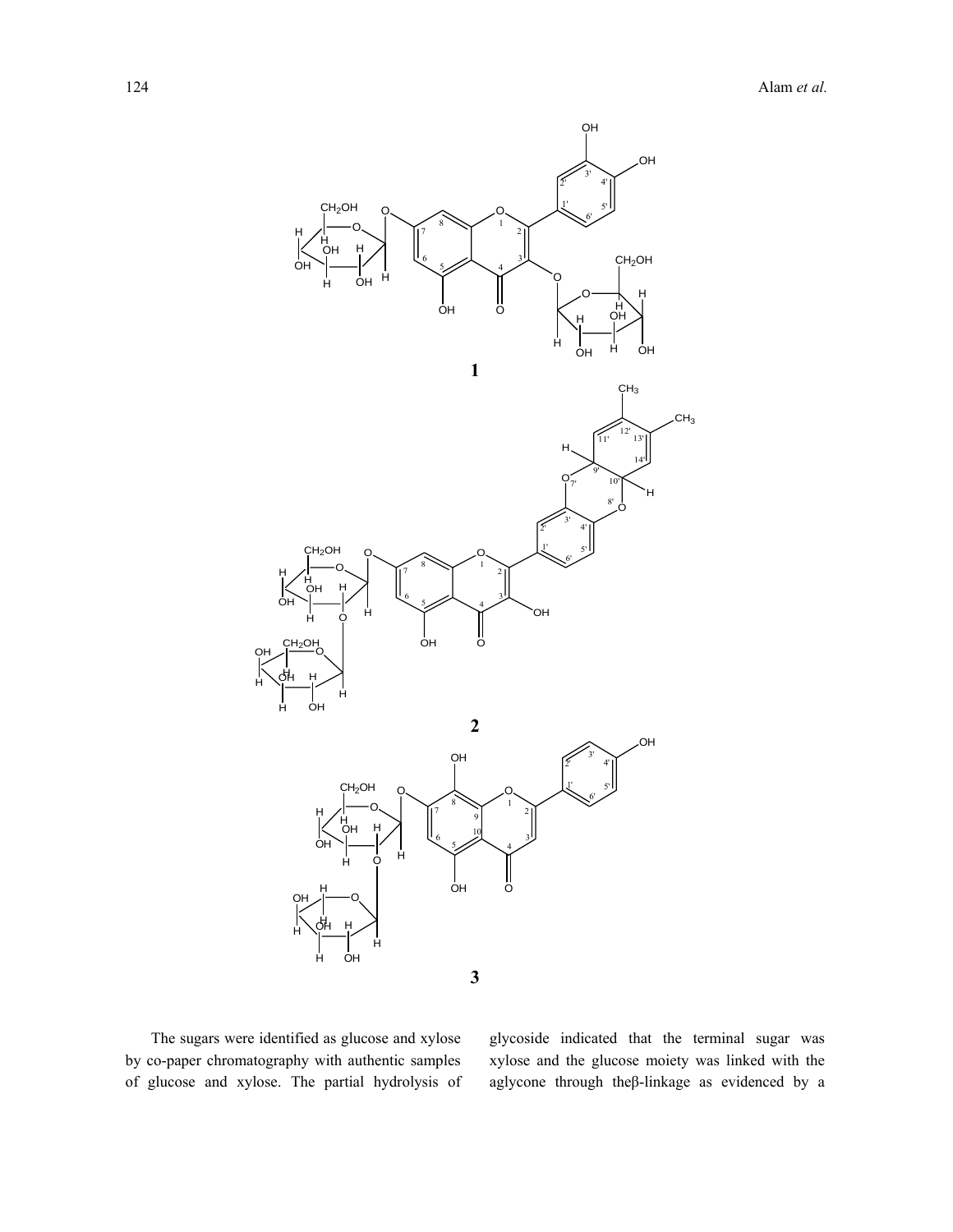**1**

**2**

**3**

The sugars were identified as glucose and xylose by co-paper chromatography with authentic samples of glucose and xylose. The partial hydrolysis of glycoside indicated that the terminal sugar was xylose and the glucose moiety was linked with the aglycone through theβ-linkage as evidenced by a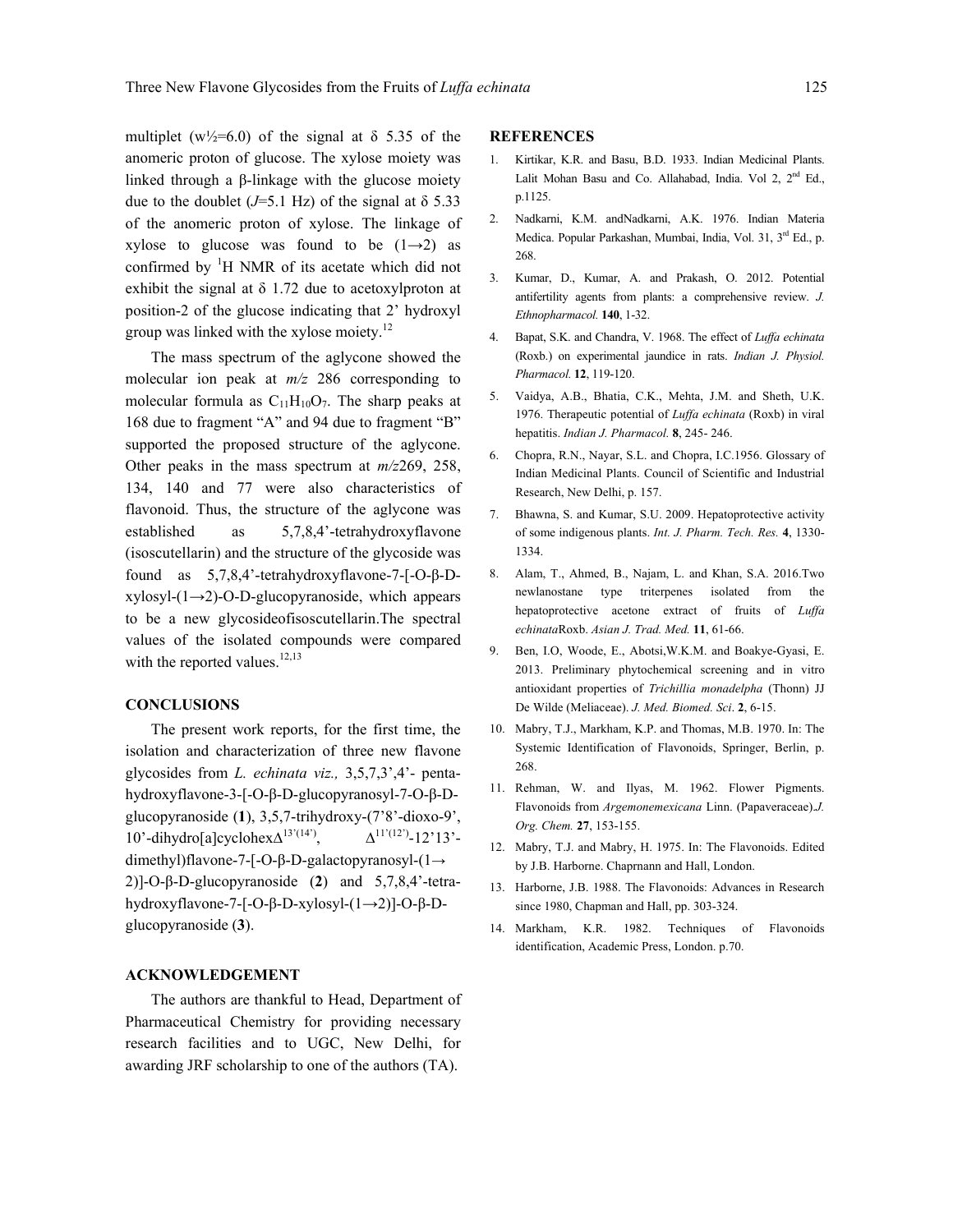multiplet (w½=6.0) of the signal at δ 5.35 of the anomeric proton of glucose. The xylose moiety was linked through a β-linkage with the glucose moiety due to the doublet (*J*=5.1 Hz) of the signal at δ 5.33 of the anomeric proton of xylose. The linkage of xylose to glucose was found to be (1→2) as confirmed by $^1$H NMR of its acetate which did not exhibit the signal at δ 1.72 due to acetoxylproton at position-2 of the glucose indicating that 2' hydroxyl group was linked with the xylose moiety.[12]

The mass spectrum of the aglycone showed the molecular ion peak at *m/z* 286 corresponding to molecular formula as $C_{11}H_{10}O_7$. The sharp peaks at 168 due to fragment "A" and 94 due to fragment "B" supported the proposed structure of the aglycone. Other peaks in the mass spectrum at *m/z*269, 258, 134, 140 and 77 were also characteristics of flavonoid. Thus, the structure of the aglycone was established as 5,7,8,4'-tetrahydroxyflavone (isoscutellarin) and the structure of the glycoside was found as 5,7,8,4'-tetrahydroxyflavone-7-[-O-β-D-xylosyl-(1→2)-O-D-glucopyranoside, which appears to be a new glycosideofisoscutellarin.The spectral values of the isolated compounds were compared with the reported values.[12,13]

## CONCLUSIONS

The present work reports, for the first time, the isolation and characterization of three new flavone glycosides from *L. echinata viz.,* 3,5,7,3',4'- pentahydroxyflavone-3-[-O-β-D-glucopyranosyl-7-O-β-D-glucopyranoside (**1**), 3,5,7-trihydroxy-(7'8'-dioxo-9', 10'-dihydro[a]cyclohex$\Delta^{13'(14')}$, $\Delta^{11'(12')}$-12'13'-dimethyl)flavone-7-[-O-β-D-galactopyranosyl-(1→2)]-O-β-D-glucopyranoside (**2**) and 5,7,8,4'-tetrahydroxyflavone-7-[-O-β-D-xylosyl-(1→2)]-O-β-D-glucopyranoside (**3**).

## ACKNOWLEDGEMENT

The authors are thankful to Head, Department of Pharmaceutical Chemistry for providing necessary research facilities and to UGC, New Delhi, for awarding JRF scholarship to one of the authors (TA).

## REFERENCES

1. Kirtikar, K.R. and Basu, B.D. 1933. Indian Medicinal Plants. Lalit Mohan Basu and Co. Allahabad, India. Vol 2, 2nd Ed., p.1125.
2. Nadkarni, K.M. andNadkarni, A.K. 1976. Indian Materia Medica. Popular Parkashan, Mumbai, India, Vol. 31, 3rd Ed., p. 268.
3. Kumar, D., Kumar, A. and Prakash, O. 2012. Potential antifertility agents from plants: a comprehensive review. *J. Ethnopharmacol.* **140**, 1-32.
4. Bapat, S.K. and Chandra, V. 1968. The effect of *Luffa echinata* (Roxb.) on experimental jaundice in rats. *Indian J. Physiol. Pharmacol.* **12**, 119-120.
5. Vaidya, A.B., Bhatia, C.K., Mehta, J.M. and Sheth, U.K. 1976. Therapeutic potential of *Luffa echinata* (Roxb) in viral hepatitis. *Indian J. Pharmacol.* **8**, 245- 246.
6. Chopra, R.N., Nayar, S.L. and Chopra, I.C.1956. Glossary of Indian Medicinal Plants. Council of Scientific and Industrial Research, New Delhi, p. 157.
7. Bhawna, S. and Kumar, S.U. 2009. Hepatoprotective activity of some indigenous plants. *Int. J. Pharm. Tech. Res.* **4**, 1330-1334.
8. Alam, T., Ahmed, B., Najam, L. and Khan, S.A. 2016.Two newlanostane type triterpenes isolated from the hepatoprotective acetone extract of fruits of *Luffa echinata*Roxb. *Asian J. Trad. Med.* **11**, 61-66.
9. Ben, I.O, Woode, E., Abotsi,W.K.M. and Boakye-Gyasi, E. 2013. Preliminary phytochemical screening and in vitro antioxidant properties of *Trichillia monadelpha* (Thonn) JJ De Wilde (Meliaceae). *J. Med. Biomed. Sci*. **2**, 6-15.
10. Mabry, T.J., Markham, K.P. and Thomas, M.B. 1970. In: The Systemic Identification of Flavonoids, Springer, Berlin, p. 268.
11. Rehman, W. and Ilyas, M. 1962. Flower Pigments. Flavonoids from *Argemonemexicana* Linn. (Papaveraceae). *J. Org. Chem.* **27**, 153-155.
12. Mabry, T.J. and Mabry, H. 1975. In: The Flavonoids. Edited by J.B. Harborne. Chaprnann and Hall, London.
13. Harborne, J.B. 1988. The Flavonoids: Advances in Research since 1980, Chapman and Hall, pp. 303-324.
14. Markham, K.R. 1982. Techniques of Flavonoids identification, Academic Press, London. p.70.